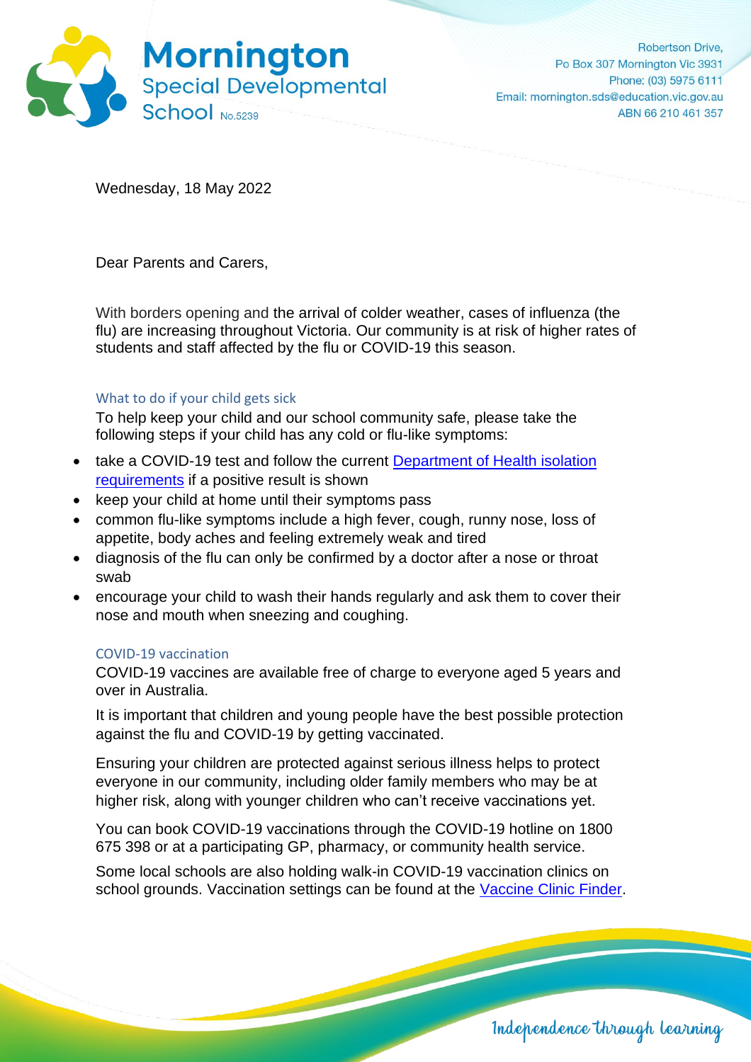# Mornington Special Developmental School No.5239

Robertson Drive,
Po Box 307 Mornington Vic 3931
Phone: (03) 5975 6111
Email: mornington.sds@education.vic.gov.au
ABN 66 210 461 357

Wednesday, 18 May 2022

Dear Parents and Carers,

With borders opening and the arrival of colder weather, cases of influenza (the flu) are increasing throughout Victoria. Our community is at risk of higher rates of students and staff affected by the flu or COVID-19 this season.

## What to do if your child gets sick

To help keep your child and our school community safe, please take the following steps if your child has any cold or flu-like symptoms:

- take a COVID-19 test and follow the current [Department of Health isolation requirements] if a positive result is shown
- keep your child at home until their symptoms pass
- common flu-like symptoms include a high fever, cough, runny nose, loss of appetite, body aches and feeling extremely weak and tired
- diagnosis of the flu can only be confirmed by a doctor after a nose or throat swab
- encourage your child to wash their hands regularly and ask them to cover their nose and mouth when sneezing and coughing.

## COVID-19 vaccination

COVID-19 vaccines are available free of charge to everyone aged 5 years and over in Australia.

It is important that children and young people have the best possible protection against the flu and COVID-19 by getting vaccinated.

Ensuring your children are protected against serious illness helps to protect everyone in our community, including older family members who may be at higher risk, along with younger children who can't receive vaccinations yet.

You can book COVID-19 vaccinations through the COVID-19 hotline on 1800 675 398 or at a participating GP, pharmacy, or community health service.

Some local schools are also holding walk-in COVID-19 vaccination clinics on school grounds. Vaccination settings can be found at the [Vaccine Clinic Finder].

*Independence through learning*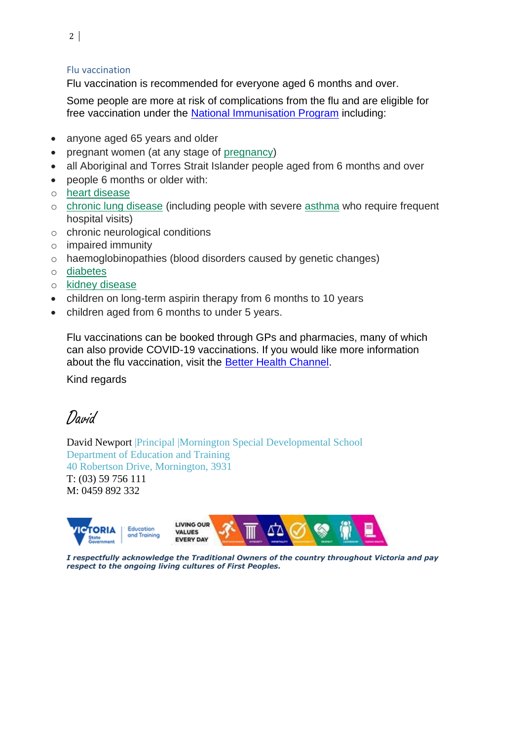### Flu vaccination

Flu vaccination is recommended for everyone aged 6 months and over.

Some people are more at risk of complications from the flu and are eligible for free vaccination under the National Immunisation Program including:

- anyone aged 65 years and older
- pregnant women (at any stage of pregnancy)
- all Aboriginal and Torres Strait Islander people aged from 6 months and over
- people 6 months or older with:
  - heart disease
  - chronic lung disease (including people with severe asthma who require frequent hospital visits)
  - chronic neurological conditions
  - impaired immunity
  - haemoglobinopathies (blood disorders caused by genetic changes)
  - diabetes
  - kidney disease
- children on long-term aspirin therapy from 6 months to 10 years
- children aged from 6 months to under 5 years.

Flu vaccinations can be booked through GPs and pharmacies, many of which can also provide COVID-19 vaccinations. If you would like more information about the flu vaccination, visit the Better Health Channel.

Kind regards

*David*

David Newport |Principal |Mornington Special Developmental School
Department of Education and Training
40 Robertson Drive, Mornington, 3931
T: (03) 59 756 111
M: 0459 892 332

***I respectfully acknowledge the Traditional Owners of the country throughout Victoria and pay respect to the ongoing living cultures of First Peoples.***